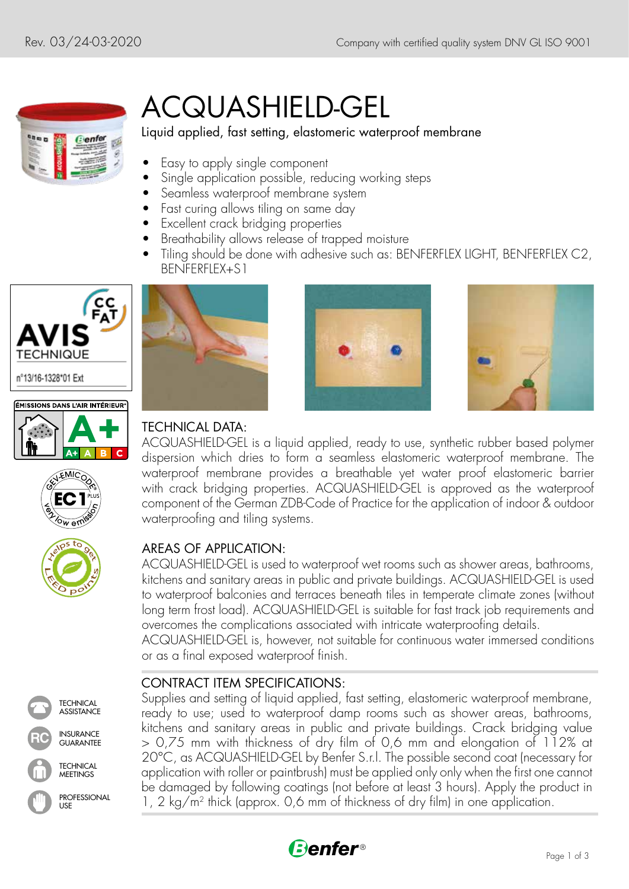# ACQUASHIELD-GEL

Liquid applied, fast setting, elastomeric waterproof membrane

- Easy to apply single component
- Single application possible, reducing working steps
- Seamless waterproof membrane system
- Fast curing allows tiling on same day
- Excellent crack bridging properties
- Breathability allows release of trapped moisture
- Tiling should be done with adhesive such as: BENFERFLEX LIGHT, BENFERFLEX C2, BENFERFLEX+S1

AVIS TECHNIQUE n°13/16-1328*01 Ext

ÉMISSIONS DANS L'AIR INTÉRIEUR A+

GEV-EMICODE EC1 PLUS Very low emission

Helps to get LEED points

## TECHNICAL DATA:

ACQUASHIELD-GEL is a liquid applied, ready to use, synthetic rubber based polymer dispersion which dries to form a seamless elastomeric waterproof membrane. The waterproof membrane provides a breathable yet water proof elastomeric barrier with crack bridging properties. ACQUASHIELD-GEL is approved as the waterproof component of the German ZDB-Code of Practice for the application of indoor & outdoor waterproofing and tiling systems.

## AREAS OF APPLICATION:

ACQUASHIELD-GEL is used to waterproof wet rooms such as shower areas, bathrooms, kitchens and sanitary areas in public and private buildings. ACQUASHIELD-GEL is used to waterproof balconies and terraces beneath tiles in temperate climate zones (without long term frost load). ACQUASHIELD-GEL is suitable for fast track job requirements and overcomes the complications associated with intricate waterproofing details.
ACQUASHIELD-GEL is, however, not suitable for continuous water immersed conditions or as a final exposed waterproof finish.

## CONTRACT ITEM SPECIFICATIONS:

Supplies and setting of liquid applied, fast setting, elastomeric waterproof membrane, ready to use; used to waterproof damp rooms such as shower areas, bathrooms, kitchens and sanitary areas in public and private buildings. Crack bridging value > 0,75 mm with thickness of dry film of 0,6 mm and elongation of 112% at 20°C, as ACQUASHIELD-GEL by Benfer S.r.l. The possible second coat (necessary for application with roller or paintbrush) must be applied only only when the first one cannot be damaged by following coatings (not before at least 3 hours). Apply the product in 1, 2 kg/m² thick (approx. 0,6 mm of thickness of dry film) in one application.

TECHNICAL ASSISTANCE

INSURANCE GUARANTEE

TECHNICAL MEETINGS

PROFESSIONAL USE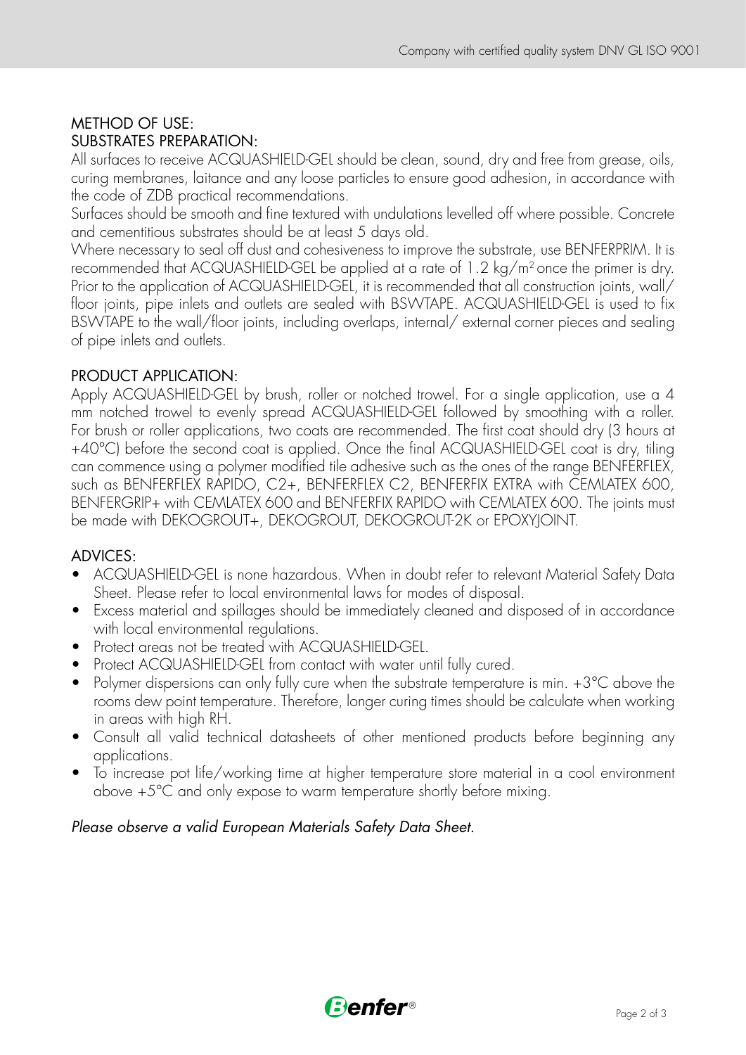## METHOD OF USE:

### SUBSTRATES PREPARATION:

All surfaces to receive ACQUASHIELD-GEL should be clean, sound, dry and free from grease, oils, curing membranes, laitance and any loose particles to ensure good adhesion, in accordance with the code of ZDB practical recommendations.

Surfaces should be smooth and fine textured with undulations levelled off where possible. Concrete and cementitious substrates should be at least 5 days old.

Where necessary to seal off dust and cohesiveness to improve the substrate, use BENFERPRIM. It is recommended that ACQUASHIELD-GEL be applied at a rate of 1.2 kg/m$^2$ once the primer is dry. Prior to the application of ACQUASHIELD-GEL, it is recommended that all construction joints, wall/ floor joints, pipe inlets and outlets are sealed with BSWTAPE. ACQUASHIELD-GEL is used to fix BSWTAPE to the wall/floor joints, including overlaps, internal/ external corner pieces and sealing of pipe inlets and outlets.

### PRODUCT APPLICATION:

Apply ACQUASHIELD-GEL by brush, roller or notched trowel. For a single application, use a 4 mm notched trowel to evenly spread ACQUASHIELD-GEL followed by smoothing with a roller. For brush or roller applications, two coats are recommended. The first coat should dry (3 hours at +40°C) before the second coat is applied. Once the final ACQUASHIELD-GEL coat is dry, tiling can commence using a polymer modified tile adhesive such as the ones of the range BENFERFLEX, such as BENFERFLEX RAPIDO, C2+, BENFERFLEX C2, BENFERFIX EXTRA with CEMLATEX 600, BENFERGRIP+ with CEMLATEX 600 and BENFERFIX RAPIDO with CEMLATEX 600. The joints must be made with DEKOGROUT+, DEKOGROUT, DEKOGROUT-2K or EPOXYJOINT.

### ADVICES:

- ACQUASHIELD-GEL is none hazardous. When in doubt refer to relevant Material Safety Data Sheet. Please refer to local environmental laws for modes of disposal.
- Excess material and spillages should be immediately cleaned and disposed of in accordance with local environmental regulations.
- Protect areas not be treated with ACQUASHIELD-GEL.
- Protect ACQUASHIELD-GEL from contact with water until fully cured.
- Polymer dispersions can only fully cure when the substrate temperature is min. +3°C above the rooms dew point temperature. Therefore, longer curing times should be calculate when working in areas with high RH.
- Consult all valid technical datasheets of other mentioned products before beginning any applications.
- To increase pot life/working time at higher temperature store material in a cool environment above +5°C and only expose to warm temperature shortly before mixing.

*Please observe a valid European Materials Safety Data Sheet.*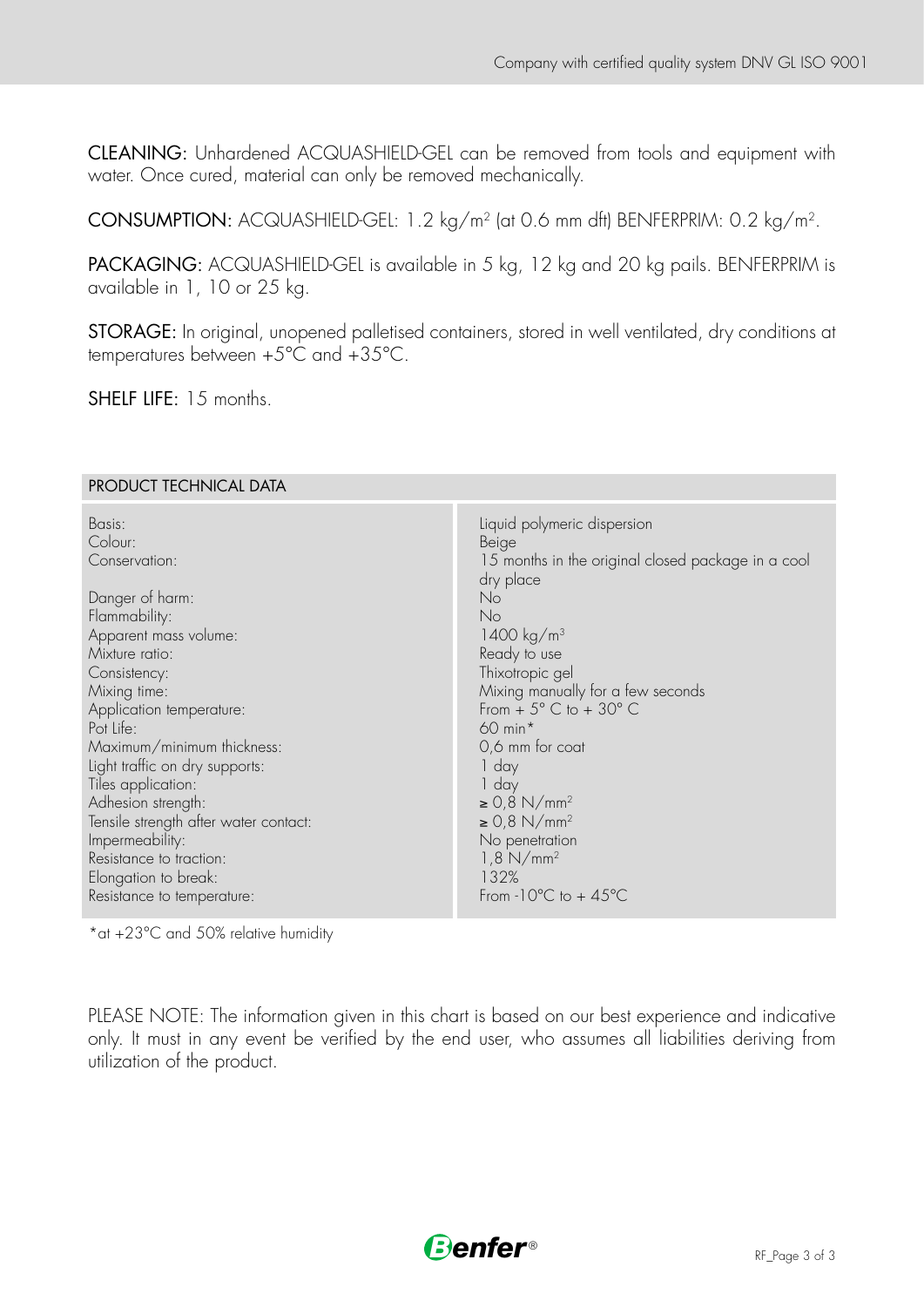**CLEANING:** Unhardened ACQUASHIELD-GEL can be removed from tools and equipment with water. Once cured, material can only be removed mechanically.

**CONSUMPTION:** ACQUASHIELD-GEL: 1.2 kg/m² (at 0.6 mm dft) BENFERPRIM: 0.2 kg/m².

**PACKAGING:** ACQUASHIELD-GEL is available in 5 kg, 12 kg and 20 kg pails. BENFERPRIM is available in 1, 10 or 25 kg.

**STORAGE:** In original, unopened palletised containers, stored in well ventilated, dry conditions at temperatures between +5°C and +35°C.

**SHELF LIFE:** 15 months.

## PRODUCT TECHNICAL DATA

| | |
|---|---|
| Basis: | Liquid polymeric dispersion |
| Colour: | Beige |
| Conservation: | 15 months in the original closed package in a cool dry place |
| Danger of harm: | No |
| Flammability: | No |
| Apparent mass volume: | 1400 kg/m³ |
| Mixture ratio: | Ready to use |
| Consistency: | Thixotropic gel |
| Mixing time: | Mixing manually for a few seconds |
| Application temperature: | From + 5° C to + 30° C |
| Pot Life: | 60 min* |
| Maximum/minimum thickness: | 0,6 mm for coat |
| Light traffic on dry supports: | 1 day |
| Tiles application: | 1 day |
| Adhesion strength: | ≥ 0,8 N/mm² |
| Tensile strength after water contact: | ≥ 0,8 N/mm² |
| Impermeability: | No penetration |
| Resistance to traction: | 1,8 N/mm² |
| Elongation to break: | 132% |
| Resistance to temperature: | From -10°C to + 45°C |

*at +23°C and 50% relative humidity

PLEASE NOTE: The information given in this chart is based on our best experience and indicative only. It must in any event be verified by the end user, who assumes all liabilities deriving from utilization of the product.